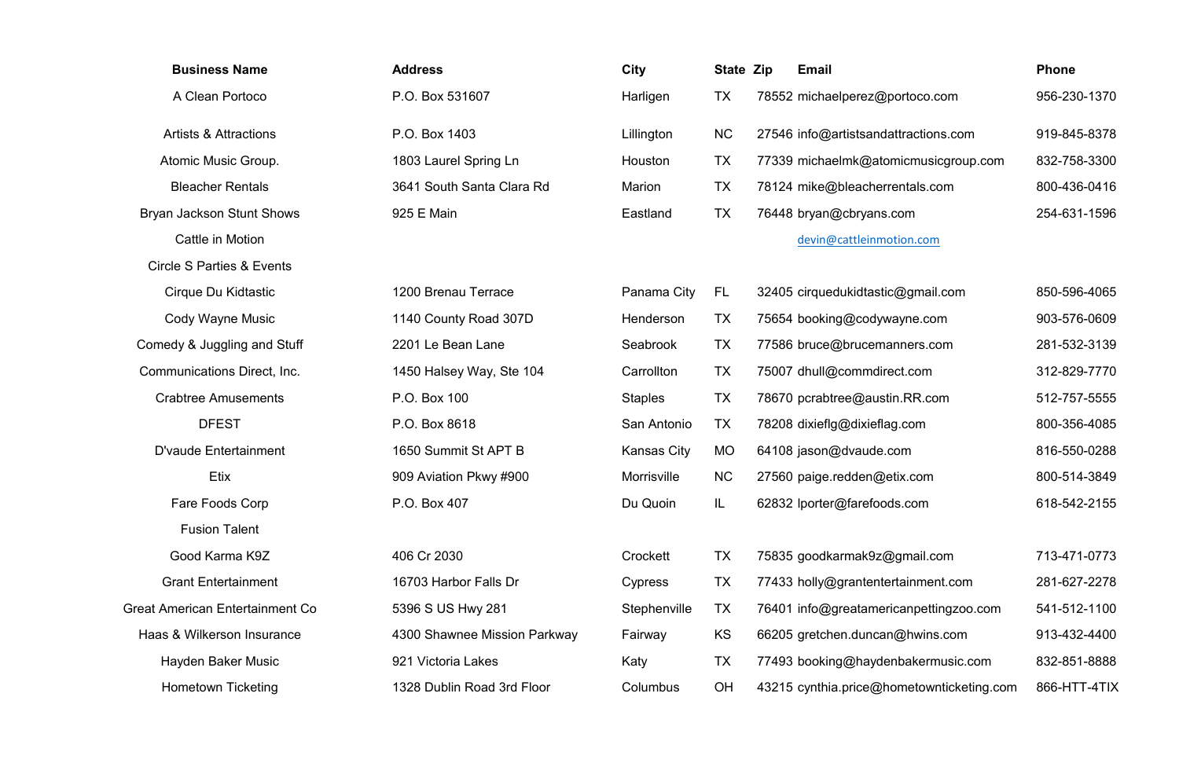| Business Name | Address | City | State | Zip | Email | Phone |
|---|---|---|---|---|---|---|
| A Clean Portoco | P.O. Box 531607 | Harligen | TX | 78552 | michaelperez@portoco.com | 956-230-1370 |
| Artists & Attractions | P.O. Box 1403 | Lillington | NC | 27546 | info@artistsandattractions.com | 919-845-8378 |
| Atomic Music Group. | 1803 Laurel Spring Ln | Houston | TX | 77339 | michaelmk@atomicmusicgroup.com | 832-758-3300 |
| Bleacher Rentals | 3641 South Santa Clara Rd | Marion | TX | 78124 | mike@bleacherrentals.com | 800-436-0416 |
| Bryan Jackson Stunt Shows | 925 E Main | Eastland | TX | 76448 | bryan@cbryans.com | 254-631-1596 |
| Cattle in Motion | | | | | devin@cattleinmotion.com | |
| Circle S Parties & Events | | | | | | |
| Cirque Du Kidtastic | 1200 Brenau Terrace | Panama City | FL | 32405 | cirquedukidtastic@gmail.com | 850-596-4065 |
| Cody Wayne Music | 1140 County Road 307D | Henderson | TX | 75654 | booking@codywayne.com | 903-576-0609 |
| Comedy & Juggling and Stuff | 2201 Le Bean Lane | Seabrook | TX | 77586 | bruce@brucemanners.com | 281-532-3139 |
| Communications Direct, Inc. | 1450 Halsey Way, Ste 104 | Carrollton | TX | 75007 | dhull@commdirect.com | 312-829-7770 |
| Crabtree Amusements | P.O. Box 100 | Staples | TX | 78670 | pcrabtree@austin.RR.com | 512-757-5555 |
| DFEST | P.O. Box 8618 | San Antonio | TX | 78208 | dixieflg@dixieflag.com | 800-356-4085 |
| D'vaude Entertainment | 1650 Summit St APT B | Kansas City | MO | 64108 | jason@dvaude.com | 816-550-0288 |
| Etix | 909 Aviation Pkwy #900 | Morrisville | NC | 27560 | paige.redden@etix.com | 800-514-3849 |
| Fare Foods Corp | P.O. Box 407 | Du Quoin | IL | 62832 | lporter@farefoods.com | 618-542-2155 |
| Fusion Talent | | | | | | |
| Good Karma K9Z | 406 Cr 2030 | Crockett | TX | 75835 | goodkarmak9z@gmail.com | 713-471-0773 |
| Grant Entertainment | 16703 Harbor Falls Dr | Cypress | TX | 77433 | holly@grantentertainment.com | 281-627-2278 |
| Great American Entertainment Co | 5396 S US Hwy 281 | Stephenville | TX | 76401 | info@greatamericanpettingzoo.com | 541-512-1100 |
| Haas & Wilkerson Insurance | 4300 Shawnee Mission Parkway | Fairway | KS | 66205 | gretchen.duncan@hwins.com | 913-432-4400 |
| Hayden Baker Music | 921 Victoria Lakes | Katy | TX | 77493 | booking@haydenbakermusic.com | 832-851-8888 |
| Hometown Ticketing | 1328 Dublin Road 3rd Floor | Columbus | OH | 43215 | cynthia.price@hometownticketing.com | 866-HTT-4TIX |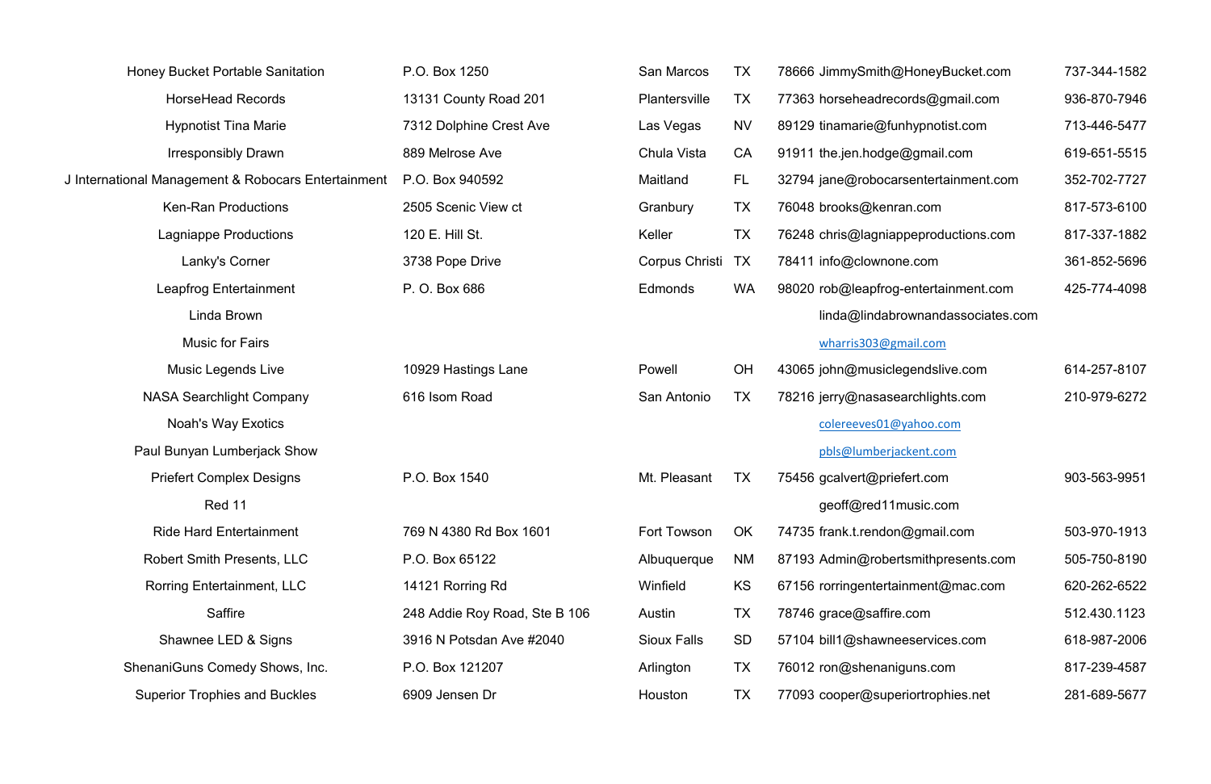| | | | | | | |
|---|---|---|---|---|---|---|
| Honey Bucket Portable Sanitation | P.O. Box 1250 | San Marcos | TX | 78666 | JimmySmith@HoneyBucket.com | 737-344-1582 |
| HorseHead Records | 13131 County Road 201 | Plantersville | TX | 77363 | horseheadrecords@gmail.com | 936-870-7946 |
| Hypnotist Tina Marie | 7312 Dolphine Crest Ave | Las Vegas | NV | 89129 | tinamarie@funhypnotist.com | 713-446-5477 |
| Irresponsibly Drawn | 889 Melrose Ave | Chula Vista | CA | 91911 | the.jen.hodge@gmail.com | 619-651-5515 |
| J International Management & Robocars Entertainment | P.O. Box 940592 | Maitland | FL | 32794 | jane@robocarsentertainment.com | 352-702-7727 |
| Ken-Ran Productions | 2505 Scenic View ct | Granbury | TX | 76048 | brooks@kenran.com | 817-573-6100 |
| Lagniappe Productions | 120 E. Hill St. | Keller | TX | 76248 | chris@lagniappeproductions.com | 817-337-1882 |
| Lanky's Corner | 3738 Pope Drive | Corpus Christi | TX | 78411 | info@clownone.com | 361-852-5696 |
| Leapfrog Entertainment | P. O. Box 686 | Edmonds | WA | 98020 | rob@leapfrog-entertainment.com | 425-774-4098 |
| Linda Brown | | | | | linda@lindabrownandassociates.com | |
| Music for Fairs | | | | | wharris303@gmail.com | |
| Music Legends Live | 10929 Hastings Lane | Powell | OH | 43065 | john@musiclegendslive.com | 614-257-8107 |
| NASA Searchlight Company | 616 Isom Road | San Antonio | TX | 78216 | jerry@nasasearchlights.com | 210-979-6272 |
| Noah's Way Exotics | | | | | colereeves01@yahoo.com | |
| Paul Bunyan Lumberjack Show | | | | | pbls@lumberjackent.com | |
| Priefert Complex Designs | P.O. Box 1540 | Mt. Pleasant | TX | 75456 | gcalvert@priefert.com | 903-563-9951 |
| Red 11 | | | | | geoff@red11music.com | |
| Ride Hard Entertainment | 769 N 4380 Rd Box 1601 | Fort Towson | OK | 74735 | frank.t.rendon@gmail.com | 503-970-1913 |
| Robert Smith Presents, LLC | P.O. Box 65122 | Albuquerque | NM | 87193 | Admin@robertsmithpresents.com | 505-750-8190 |
| Rorring Entertainment, LLC | 14121 Rorring Rd | Winfield | KS | 67156 | rorringentertainment@mac.com | 620-262-6522 |
| Saffire | 248 Addie Roy Road, Ste B 106 | Austin | TX | 78746 | grace@saffire.com | 512.430.1123 |
| Shawnee LED & Signs | 3916 N Potsdan Ave #2040 | Sioux Falls | SD | 57104 | bill1@shawneeservices.com | 618-987-2006 |
| ShenaniGuns Comedy Shows, Inc. | P.O. Box 121207 | Arlington | TX | 76012 | ron@shenaniguns.com | 817-239-4587 |
| Superior Trophies and Buckles | 6909 Jensen Dr | Houston | TX | 77093 | cooper@superiortrophies.net | 281-689-5677 |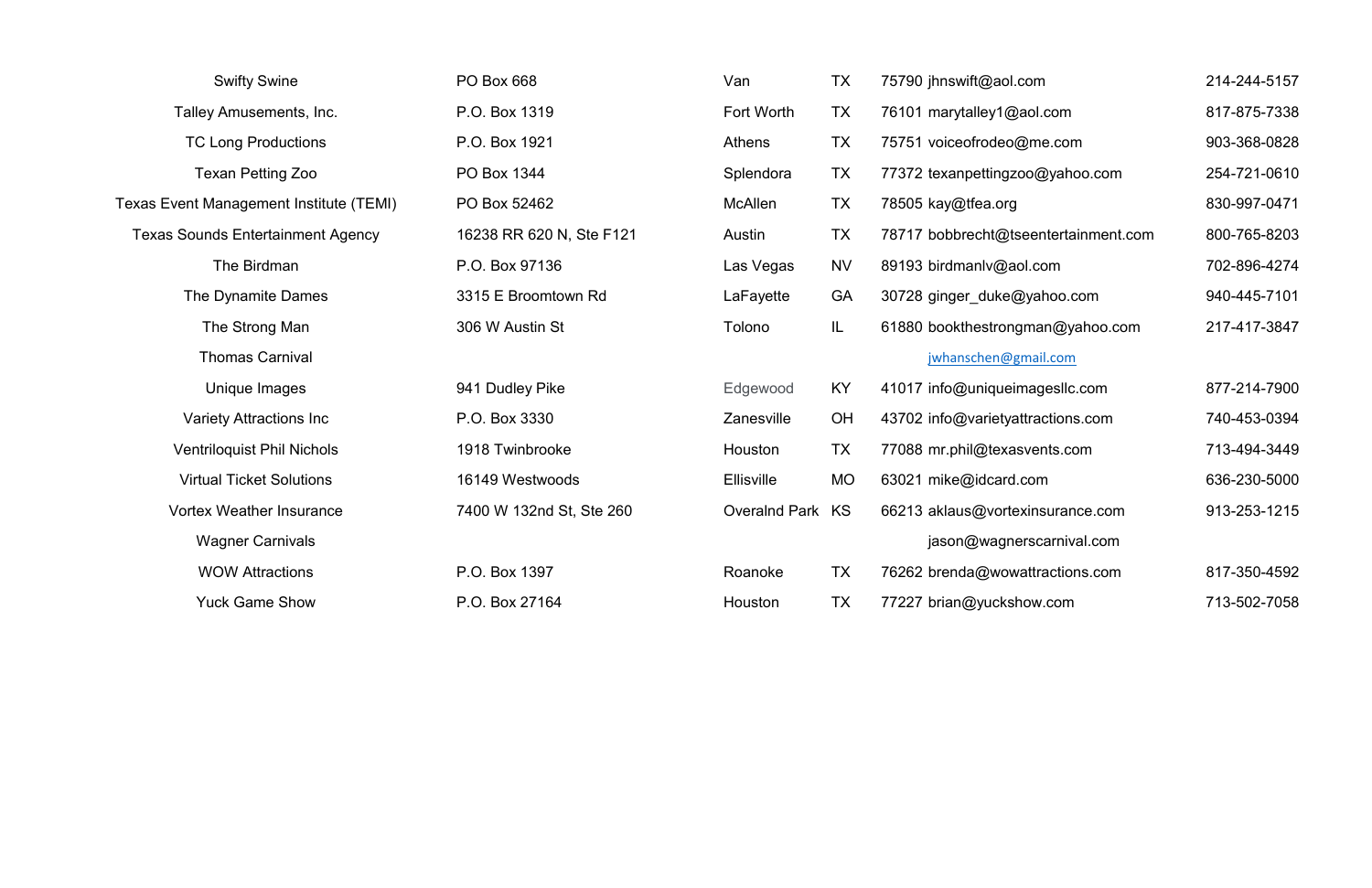| | | | | | | |
|---|---|---|---|---|---|---|
| Swifty Swine | PO Box 668 | Van | TX | 75790 | jhnswift@aol.com | 214-244-5157 |
| Talley Amusements, Inc. | P.O. Box 1319 | Fort Worth | TX | 76101 | marytalley1@aol.com | 817-875-7338 |
| TC Long Productions | P.O. Box 1921 | Athens | TX | 75751 | voiceofrodeo@me.com | 903-368-0828 |
| Texan Petting Zoo | PO Box 1344 | Splendora | TX | 77372 | texanpettingzoo@yahoo.com | 254-721-0610 |
| Texas Event Management Institute (TEMI) | PO Box 52462 | McAllen | TX | 78505 | kay@tfea.org | 830-997-0471 |
| Texas Sounds Entertainment Agency | 16238 RR 620 N, Ste F121 | Austin | TX | 78717 | bobbrecht@tseentertainment.com | 800-765-8203 |
| The Birdman | P.O. Box 97136 | Las Vegas | NV | 89193 | birdmanlv@aol.com | 702-896-4274 |
| The Dynamite Dames | 3315 E Broomtown Rd | LaFayette | GA | 30728 | ginger_duke@yahoo.com | 940-445-7101 |
| The Strong Man | 306 W Austin St | Tolono | IL | 61880 | bookthestrongman@yahoo.com | 217-417-3847 |
| Thomas Carnival | | | | | jwhanschen@gmail.com | |
| Unique Images | 941 Dudley Pike | Edgewood | KY | 41017 | info@uniqueimagesllc.com | 877-214-7900 |
| Variety Attractions Inc | P.O. Box 3330 | Zanesville | OH | 43702 | info@varietyattractions.com | 740-453-0394 |
| Ventriloquist Phil Nichols | 1918 Twinbrooke | Houston | TX | 77088 | mr.phil@texasvents.com | 713-494-3449 |
| Virtual Ticket Solutions | 16149 Westwoods | Ellisville | MO | 63021 | mike@idcard.com | 636-230-5000 |
| Vortex Weather Insurance | 7400 W 132nd St, Ste 260 | Overalnd Park | KS | 66213 | aklaus@vortexinsurance.com | 913-253-1215 |
| Wagner Carnivals | | | | | jason@wagnerscarnival.com | |
| WOW Attractions | P.O. Box 1397 | Roanoke | TX | 76262 | brenda@wowattractions.com | 817-350-4592 |
| Yuck Game Show | P.O. Box 27164 | Houston | TX | 77227 | brian@yuckshow.com | 713-502-7058 |